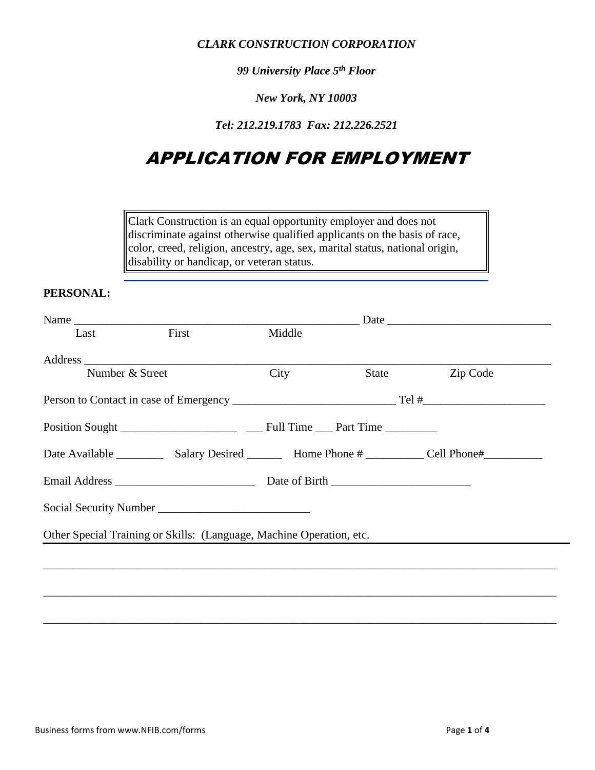***CLARK CONSTRUCTION CORPORATION***

***99 University Place 5th Floor***

***New York, NY 10003***

***Tel: 212.219.1783 Fax: 212.226.2521***

# *APPLICATION FOR EMPLOYMENT*

> Clark Construction is an equal opportunity employer and does not discriminate against otherwise qualified applicants on the basis of race, color, creed, religion, ancestry, age, sex, marital status, national origin, disability or handicap, or veteran status.

---

**PERSONAL:**

Name ________________________________________________ Date ___________________________
Last First Middle

Address _________________________________________________________________________
Number & Street City State Zip Code

Person to Contact in case of Emergency ___________________________ Tel #____________________

Position Sought ____________________ ___ Full Time ___ Part Time _________

Date Available ________ Salary Desired ______ Home Phone # __________ Cell Phone#__________

Email Address ________________________ Date of Birth ________________________

Social Security Number __________________________

Other Special Training or Skills: (Language, Machine Operation, etc.

_______________________________________________________________________________

_______________________________________________________________________________

_______________________________________________________________________________

Business forms from www.NFIB.com/forms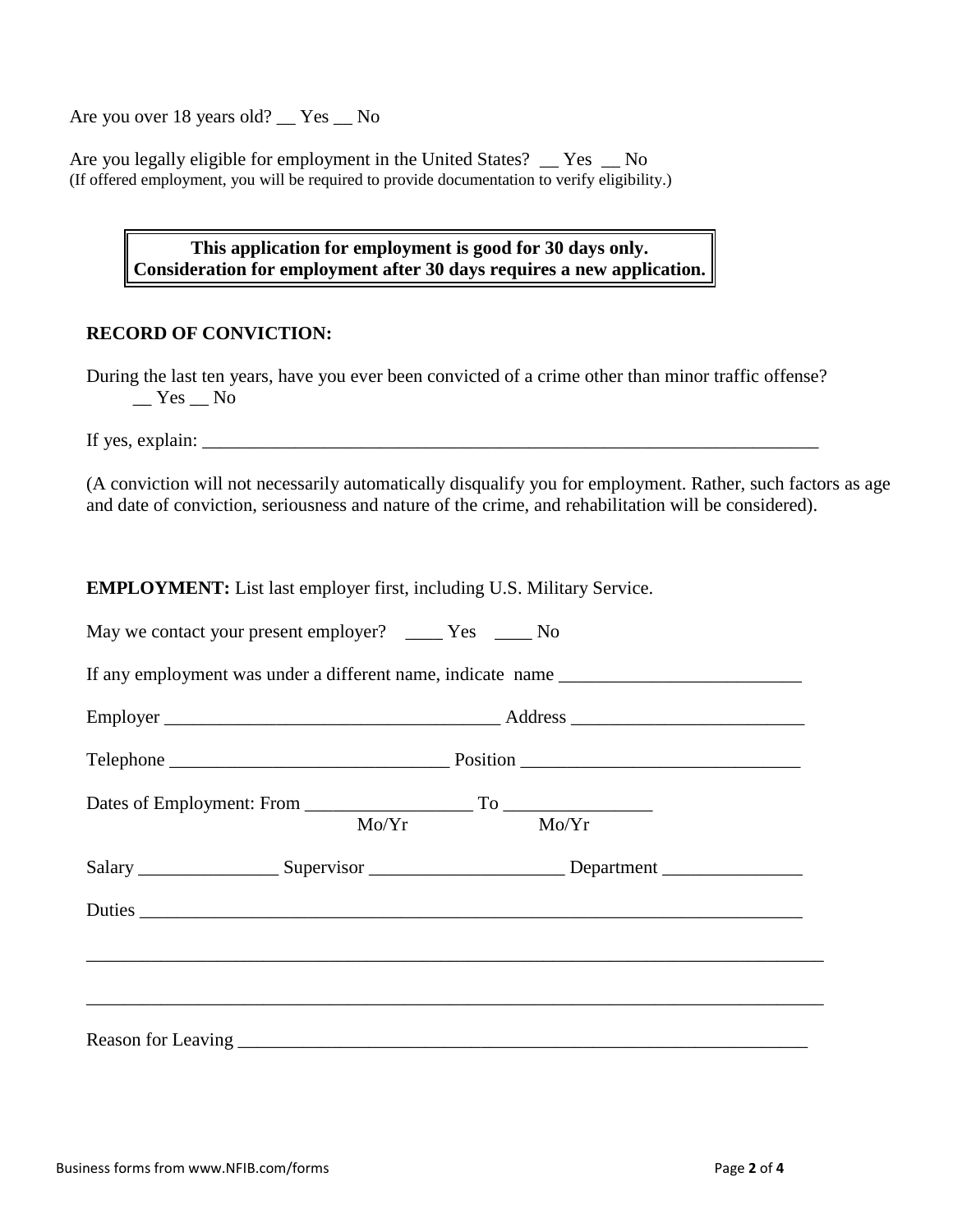Are you over 18 years old? __ Yes __ No

Are you legally eligible for employment in the United States? __ Yes __ No
(If offered employment, you will be required to provide documentation to verify eligibility.)

> **This application for employment is good for 30 days only.**
> **Consideration for employment after 30 days requires a new application.**

**RECORD OF CONVICTION:**

During the last ten years, have you ever been convicted of a crime other than minor traffic offense?
__ Yes __ No

If yes, explain: ______________________________________________________________________

(A conviction will not necessarily automatically disqualify you for employment. Rather, such factors as age and date of conviction, seriousness and nature of the crime, and rehabilitation will be considered).

**EMPLOYMENT:** List last employer first, including U.S. Military Service.

May we contact your present employer? ____ Yes ____ No

If any employment was under a different name, indicate name __________________________

Employer ____________________________________ Address _________________________

Telephone ______________________________ Position ______________________________

Dates of Employment: From __________________ To ________________
Mo/Yr Mo/Yr

Salary _______________ Supervisor _____________________ Department _______________

Duties ___________________________________________________________________________

_________________________________________________________________________________

_________________________________________________________________________________

Reason for Leaving _________________________________________________________________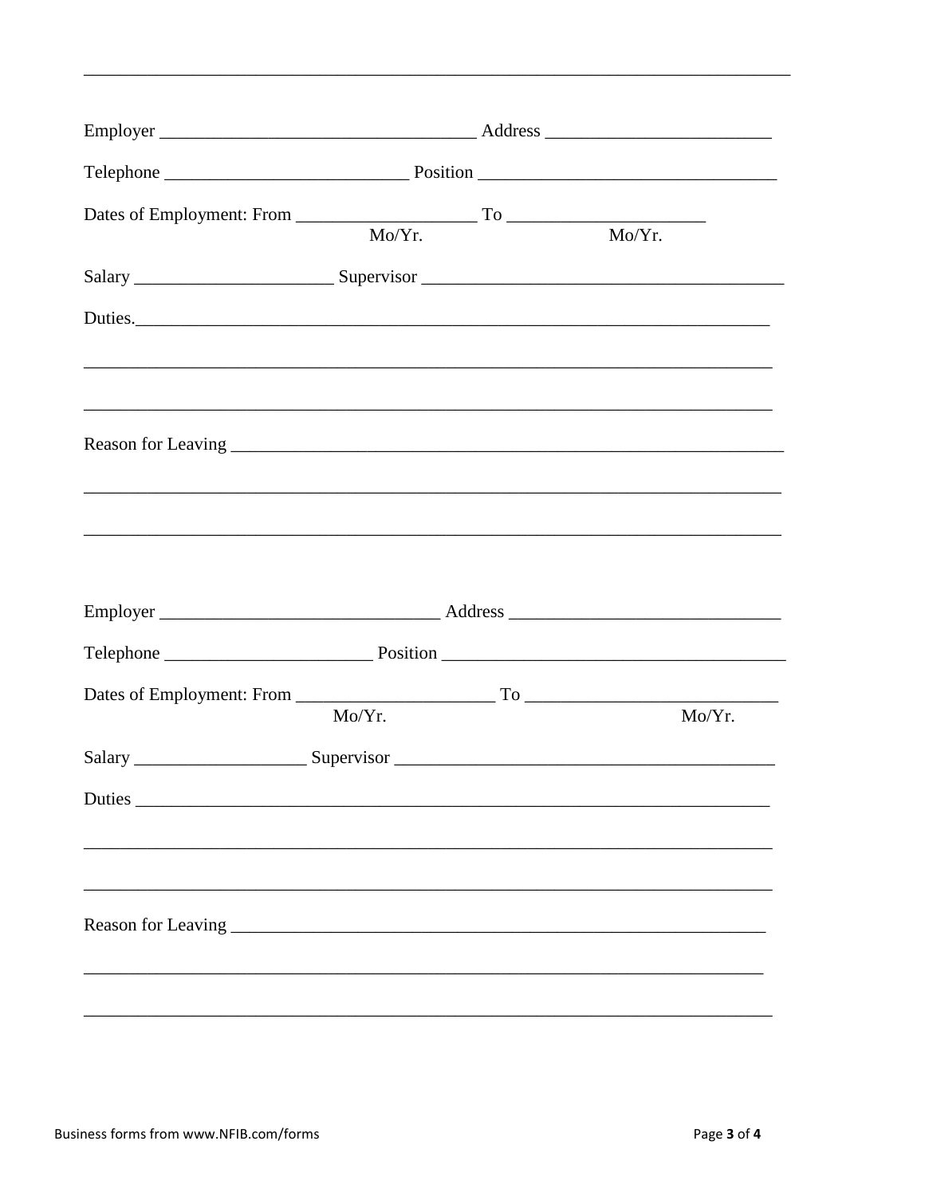________________________________________________________________________________

Employer ___________________________________ Address _________________________

Telephone __________________________ Position _________________________________

Dates of Employment: From ___________________ To _____________________
Mo/Yr. Mo/Yr.

Salary _____________________ Supervisor _______________________________________

Duties.______________________________________________________________________

_____________________________________________________________________________

_____________________________________________________________________________

Reason for Leaving ______________________________________________________________

_______________________________________________________________________________

_______________________________________________________________________________

Employer _______________________________ Address _____________________________

Telephone ______________________ Position _____________________________________

Dates of Employment: From _____________________ To ___________________________
Mo/Yr. Mo/Yr.

Salary __________________ Supervisor _________________________________________

Duties ______________________________________________________________________

_____________________________________________________________________________

_____________________________________________________________________________

Reason for Leaving _____________________________________________________________

______________________________________________________________________________

_____________________________________________________________________________

Business forms from www.NFIB.com/forms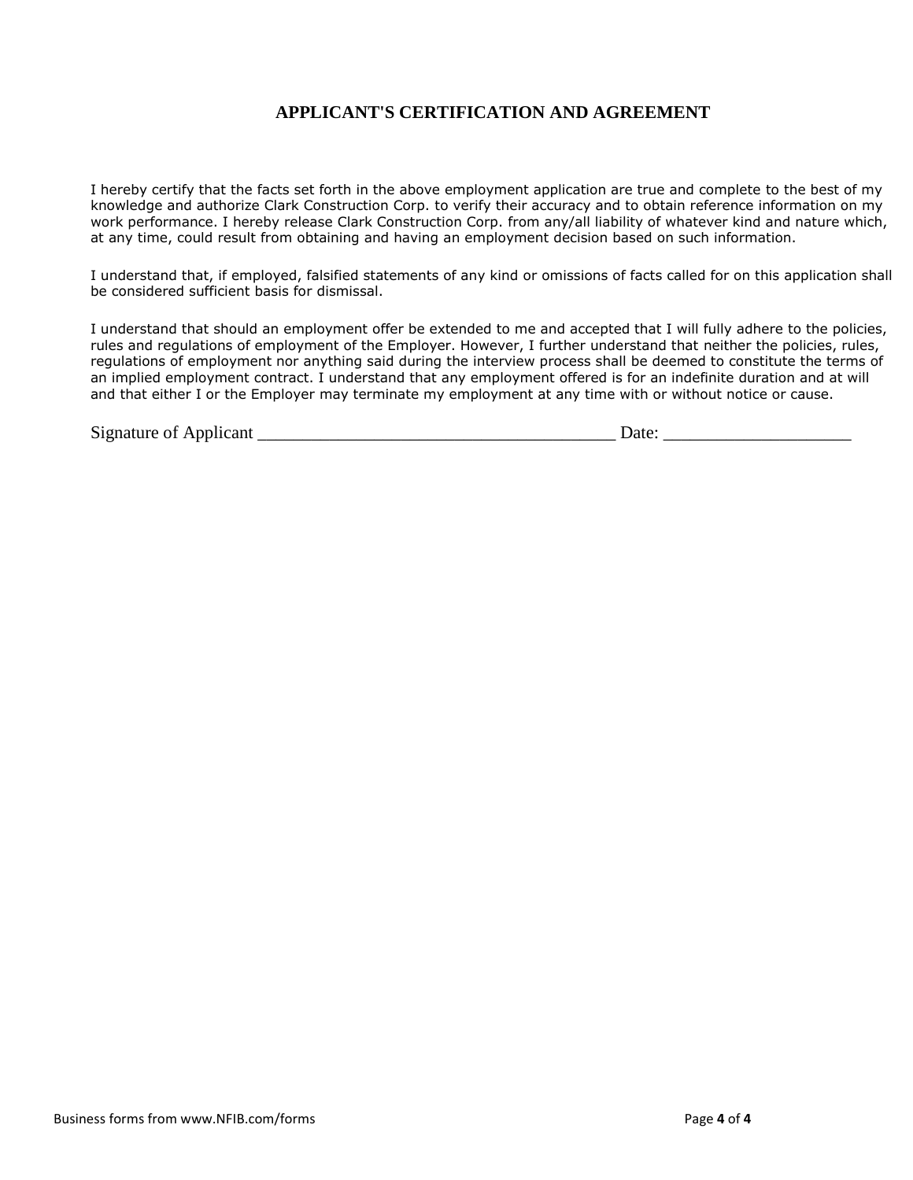## APPLICANT'S CERTIFICATION AND AGREEMENT

I hereby certify that the facts set forth in the above employment application are true and complete to the best of my knowledge and authorize Clark Construction Corp. to verify their accuracy and to obtain reference information on my work performance. I hereby release Clark Construction Corp. from any/all liability of whatever kind and nature which, at any time, could result from obtaining and having an employment decision based on such information.

I understand that, if employed, falsified statements of any kind or omissions of facts called for on this application shall be considered sufficient basis for dismissal.

I understand that should an employment offer be extended to me and accepted that I will fully adhere to the policies, rules and regulations of employment of the Employer. However, I further understand that neither the policies, rules, regulations of employment nor anything said during the interview process shall be deemed to constitute the terms of an implied employment contract. I understand that any employment offered is for an indefinite duration and at will and that either I or the Employer may terminate my employment at any time with or without notice or cause.

Signature of Applicant ________________________________________ Date: _____________________

Business forms from www.NFIB.com/forms